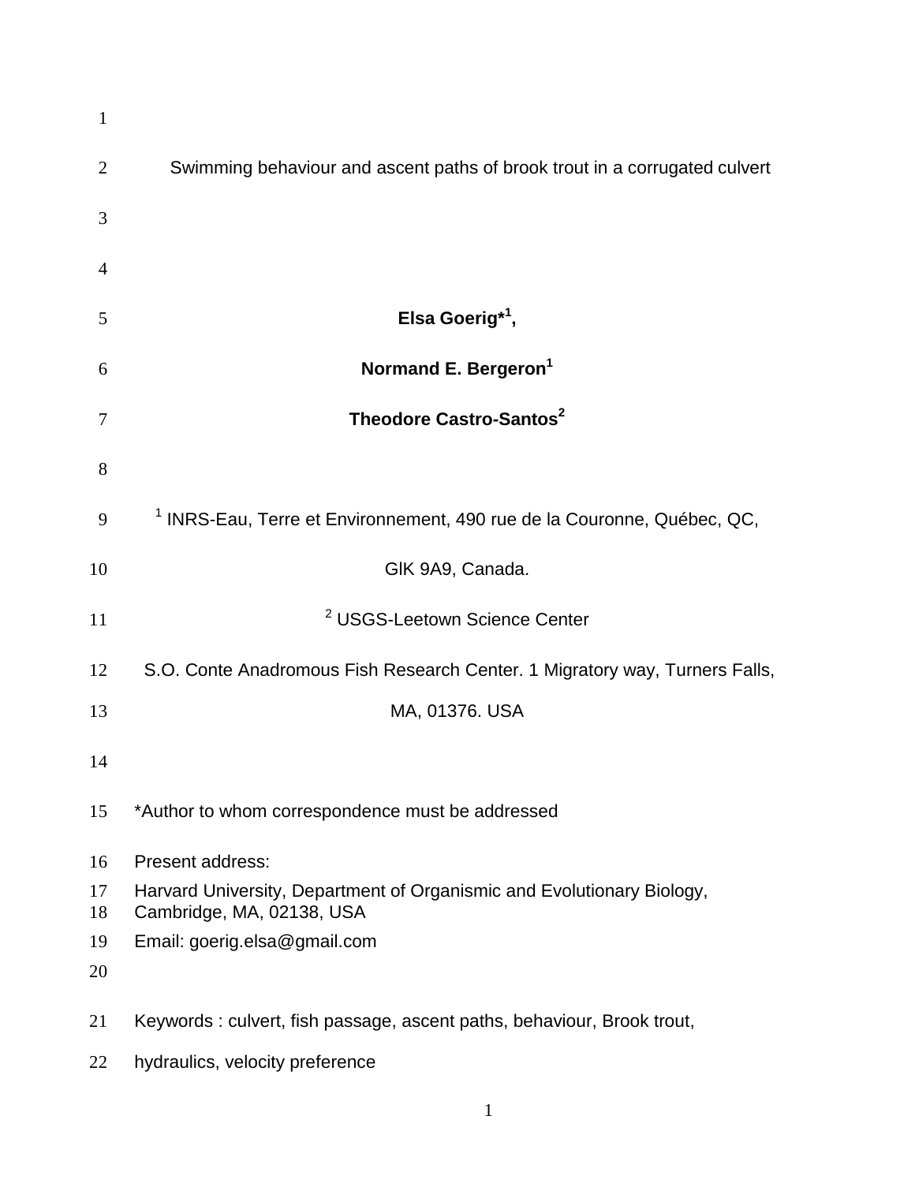# Swimming behaviour and ascent paths of brook trout in a corrugated culvert

**Elsa Goerig*[1],**

**Normand E. Bergeron[1]**

**Theodore Castro-Santos[2]**

[1] INRS-Eau, Terre et Environnement, 490 rue de la Couronne, Québec, QC, GlK 9A9, Canada.

[2] USGS-Leetown Science Center

S.O. Conte Anadromous Fish Research Center. 1 Migratory way, Turners Falls, MA, 01376. USA

*Author to whom correspondence must be addressed

Present address:

Harvard University, Department of Organismic and Evolutionary Biology, Cambridge, MA, 02138, USA

Email: goerig.elsa@gmail.com

Keywords : culvert, fish passage, ascent paths, behaviour, Brook trout, hydraulics, velocity preference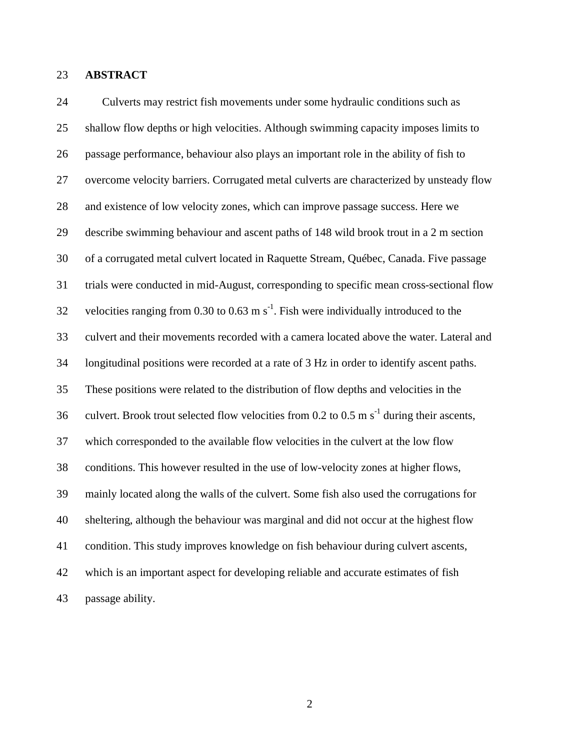## ABSTRACT

Culverts may restrict fish movements under some hydraulic conditions such as shallow flow depths or high velocities. Although swimming capacity imposes limits to passage performance, behaviour also plays an important role in the ability of fish to overcome velocity barriers. Corrugated metal culverts are characterized by unsteady flow and existence of low velocity zones, which can improve passage success. Here we describe swimming behaviour and ascent paths of 148 wild brook trout in a 2 m section of a corrugated metal culvert located in Raquette Stream, Québec, Canada. Five passage trials were conducted in mid-August, corresponding to specific mean cross-sectional flow velocities ranging from 0.30 to 0.63 m $s^{-1}$. Fish were individually introduced to the culvert and their movements recorded with a camera located above the water. Lateral and longitudinal positions were recorded at a rate of 3 Hz in order to identify ascent paths. These positions were related to the distribution of flow depths and velocities in the culvert. Brook trout selected flow velocities from 0.2 to 0.5 m $s^{-1}$ during their ascents, which corresponded to the available flow velocities in the culvert at the low flow conditions. This however resulted in the use of low-velocity zones at higher flows, mainly located along the walls of the culvert. Some fish also used the corrugations for sheltering, although the behaviour was marginal and did not occur at the highest flow condition. This study improves knowledge on fish behaviour during culvert ascents, which is an important aspect for developing reliable and accurate estimates of fish passage ability.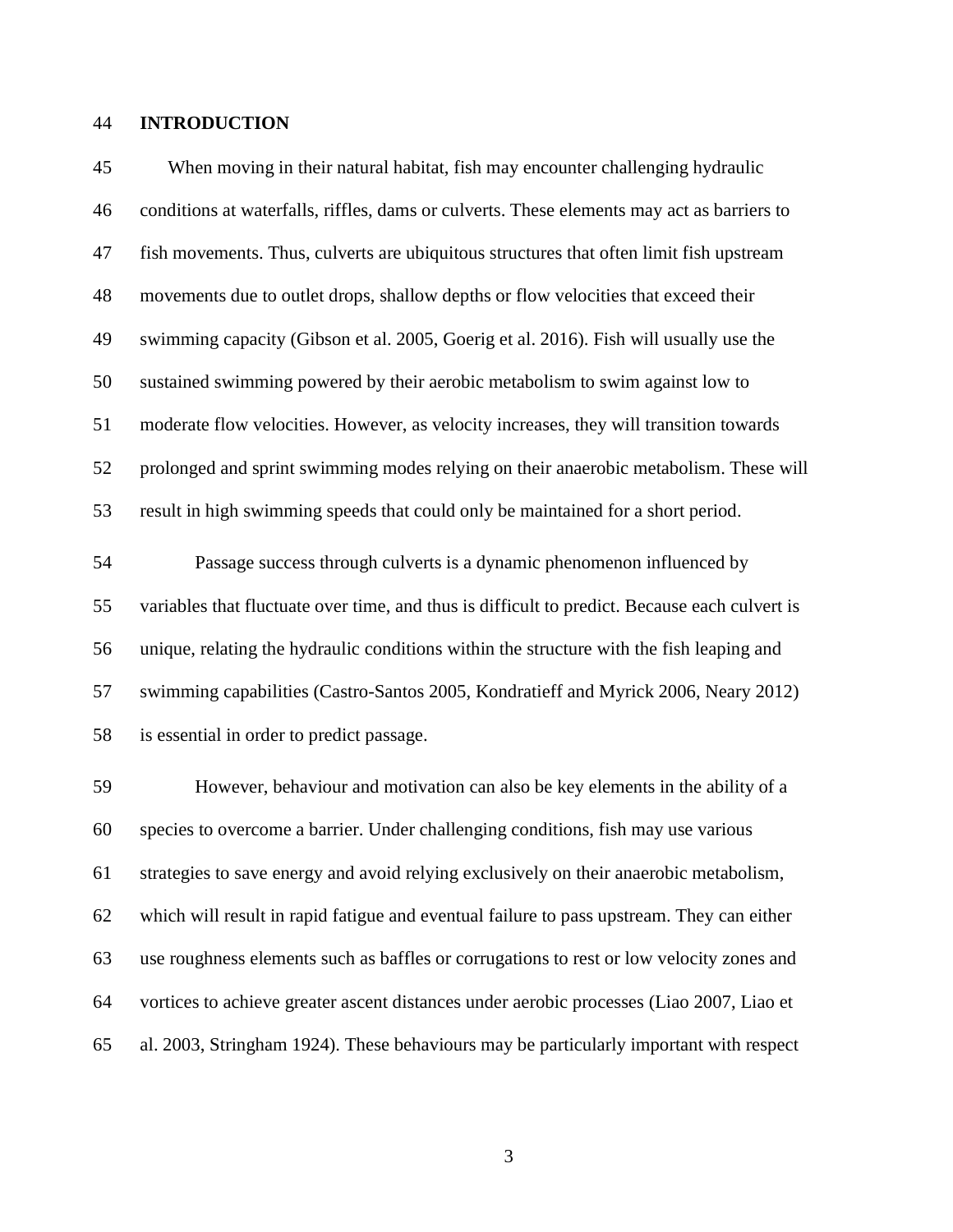## INTRODUCTION

When moving in their natural habitat, fish may encounter challenging hydraulic conditions at waterfalls, riffles, dams or culverts. These elements may act as barriers to fish movements. Thus, culverts are ubiquitous structures that often limit fish upstream movements due to outlet drops, shallow depths or flow velocities that exceed their swimming capacity (Gibson et al. 2005, Goerig et al. 2016). Fish will usually use the sustained swimming powered by their aerobic metabolism to swim against low to moderate flow velocities. However, as velocity increases, they will transition towards prolonged and sprint swimming modes relying on their anaerobic metabolism. These will result in high swimming speeds that could only be maintained for a short period.

Passage success through culverts is a dynamic phenomenon influenced by variables that fluctuate over time, and thus is difficult to predict. Because each culvert is unique, relating the hydraulic conditions within the structure with the fish leaping and swimming capabilities (Castro-Santos 2005, Kondratieff and Myrick 2006, Neary 2012) is essential in order to predict passage.

However, behaviour and motivation can also be key elements in the ability of a species to overcome a barrier. Under challenging conditions, fish may use various strategies to save energy and avoid relying exclusively on their anaerobic metabolism, which will result in rapid fatigue and eventual failure to pass upstream. They can either use roughness elements such as baffles or corrugations to rest or low velocity zones and vortices to achieve greater ascent distances under aerobic processes (Liao 2007, Liao et al. 2003, Stringham 1924). These behaviours may be particularly important with respect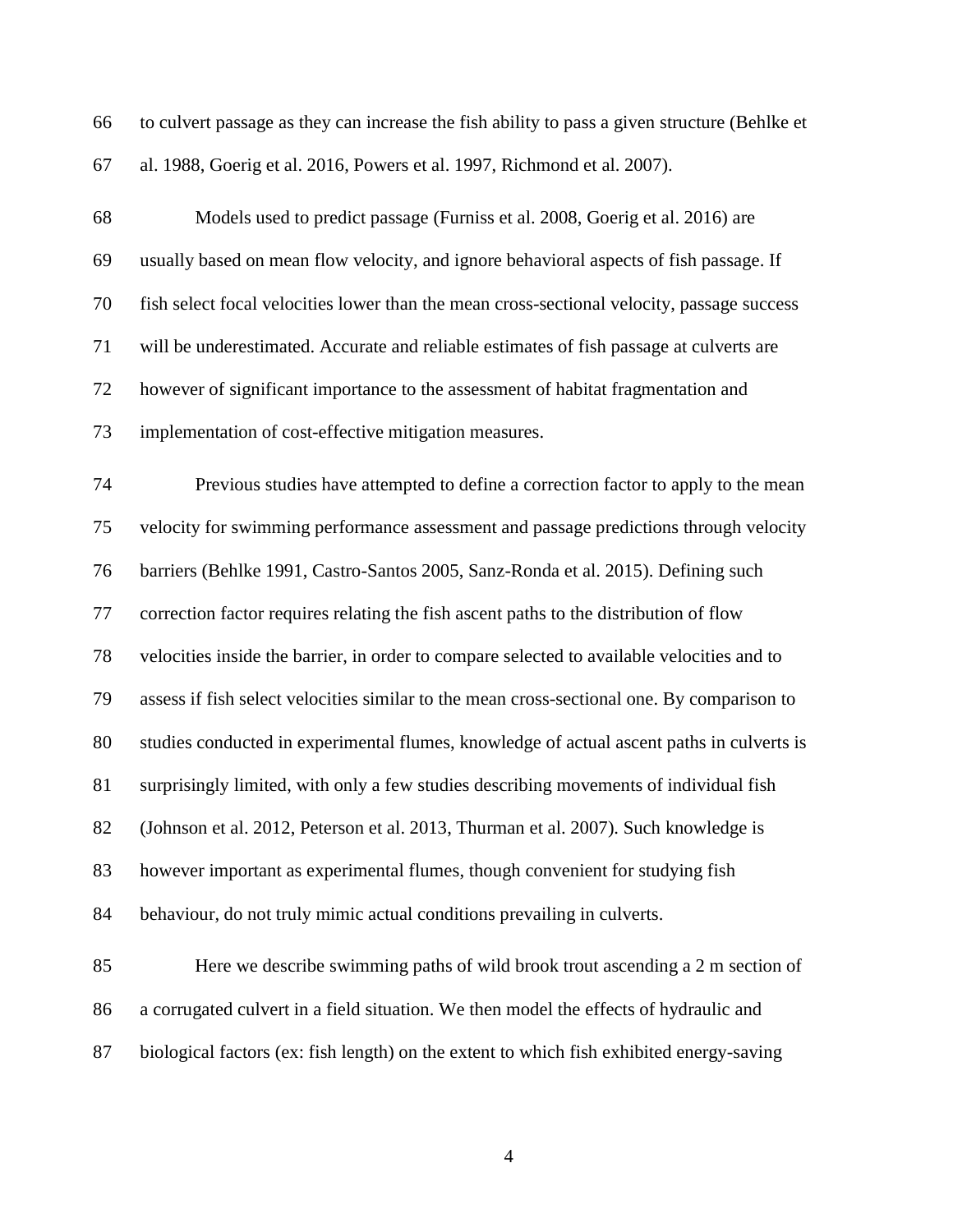to culvert passage as they can increase the fish ability to pass a given structure (Behlke et al. 1988, Goerig et al. 2016, Powers et al. 1997, Richmond et al. 2007).

Models used to predict passage (Furniss et al. 2008, Goerig et al. 2016) are usually based on mean flow velocity, and ignore behavioral aspects of fish passage. If fish select focal velocities lower than the mean cross-sectional velocity, passage success will be underestimated. Accurate and reliable estimates of fish passage at culverts are however of significant importance to the assessment of habitat fragmentation and implementation of cost-effective mitigation measures.

Previous studies have attempted to define a correction factor to apply to the mean velocity for swimming performance assessment and passage predictions through velocity barriers (Behlke 1991, Castro-Santos 2005, Sanz-Ronda et al. 2015). Defining such correction factor requires relating the fish ascent paths to the distribution of flow velocities inside the barrier, in order to compare selected to available velocities and to assess if fish select velocities similar to the mean cross-sectional one. By comparison to studies conducted in experimental flumes, knowledge of actual ascent paths in culverts is surprisingly limited, with only a few studies describing movements of individual fish (Johnson et al. 2012, Peterson et al. 2013, Thurman et al. 2007). Such knowledge is however important as experimental flumes, though convenient for studying fish behaviour, do not truly mimic actual conditions prevailing in culverts.

Here we describe swimming paths of wild brook trout ascending a 2 m section of a corrugated culvert in a field situation. We then model the effects of hydraulic and biological factors (ex: fish length) on the extent to which fish exhibited energy-saving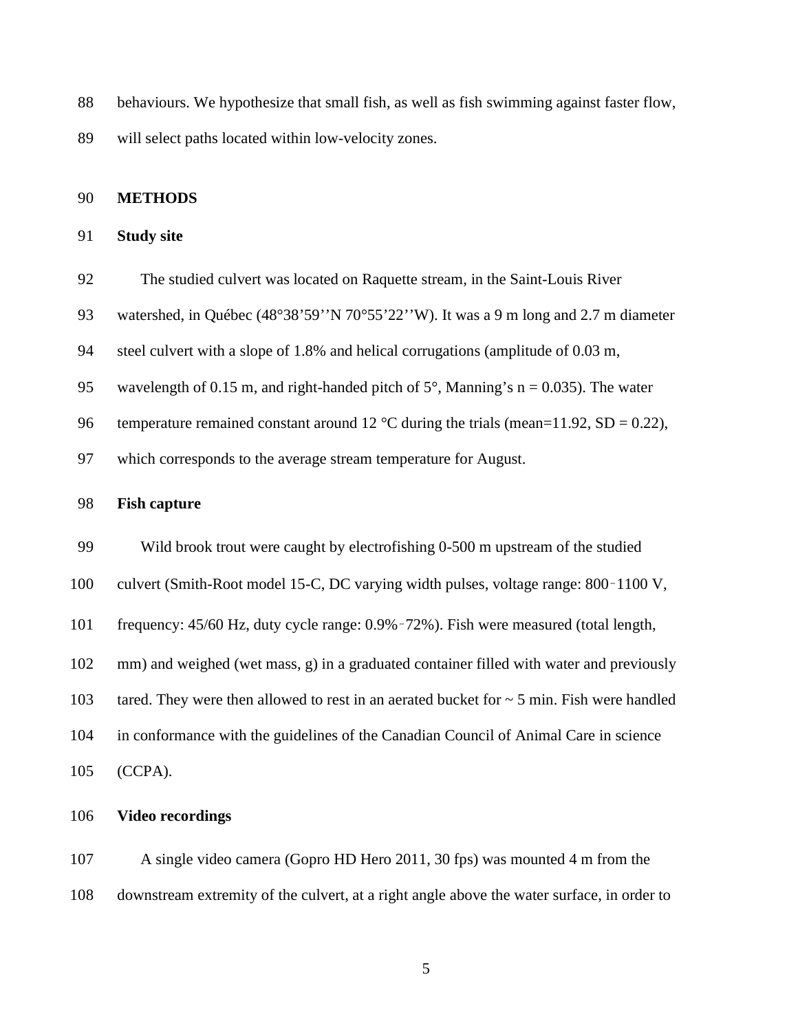behaviours. We hypothesize that small fish, as well as fish swimming against faster flow, will select paths located within low-velocity zones.

## METHODS

### Study site

The studied culvert was located on Raquette stream, in the Saint-Louis River watershed, in Québec (48°38’59’’N 70°55’22’’W). It was a 9 m long and 2.7 m diameter steel culvert with a slope of 1.8% and helical corrugations (amplitude of 0.03 m, wavelength of 0.15 m, and right-handed pitch of 5°, Manning’s n = 0.035). The water temperature remained constant around 12 °C during the trials (mean=11.92, SD = 0.22), which corresponds to the average stream temperature for August.

### Fish capture

Wild brook trout were caught by electrofishing 0-500 m upstream of the studied culvert (Smith-Root model 15-C, DC varying width pulses, voltage range: 800‑1100 V, frequency: 45/60 Hz, duty cycle range: 0.9%‑72%). Fish were measured (total length, mm) and weighed (wet mass, g) in a graduated container filled with water and previously tared. They were then allowed to rest in an aerated bucket for ~ 5 min. Fish were handled in conformance with the guidelines of the Canadian Council of Animal Care in science (CCPA).

### Video recordings

A single video camera (Gopro HD Hero 2011, 30 fps) was mounted 4 m from the downstream extremity of the culvert, at a right angle above the water surface, in order to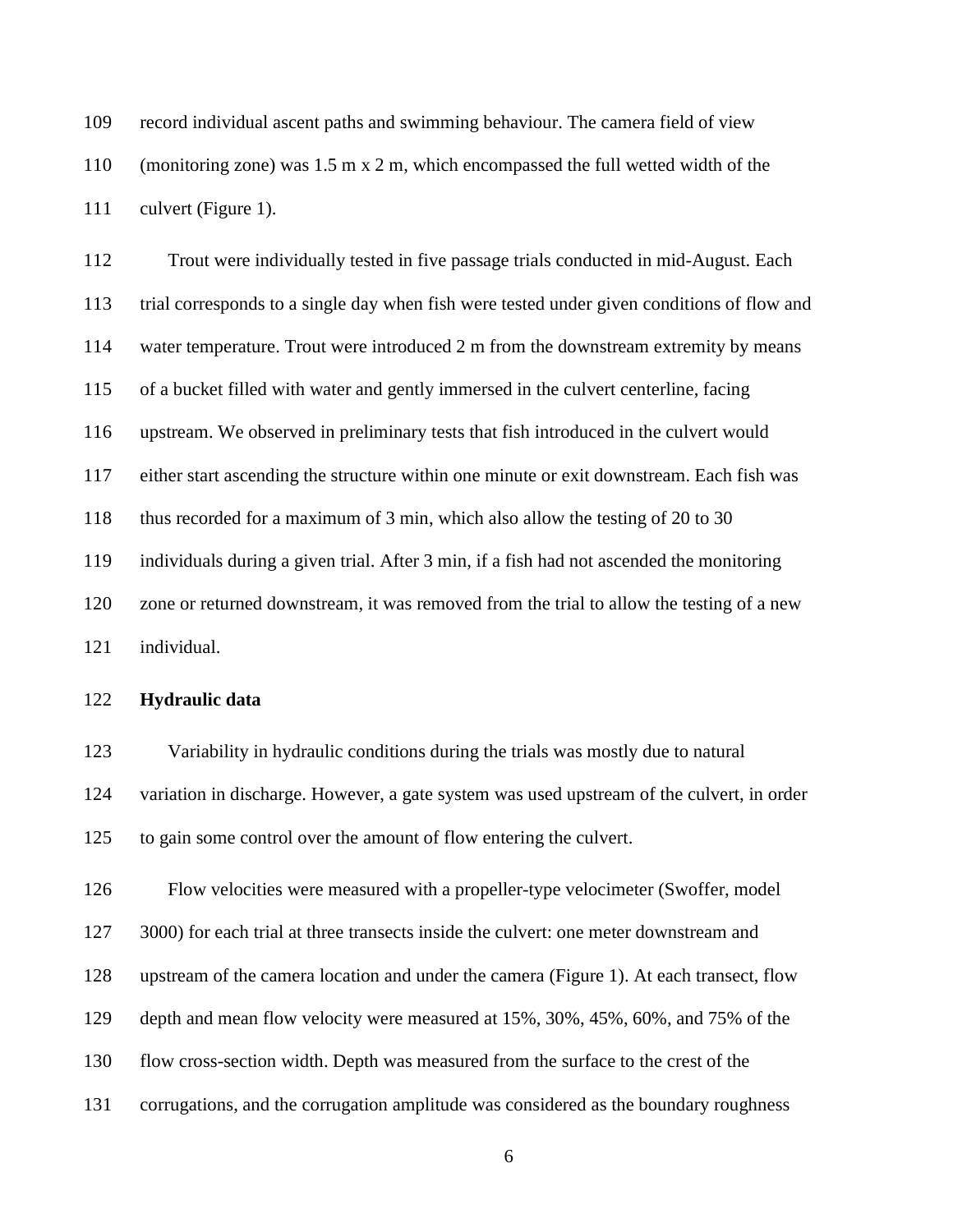record individual ascent paths and swimming behaviour. The camera field of view (monitoring zone) was 1.5 m x 2 m, which encompassed the full wetted width of the culvert (Figure 1).

Trout were individually tested in five passage trials conducted in mid-August. Each trial corresponds to a single day when fish were tested under given conditions of flow and water temperature. Trout were introduced 2 m from the downstream extremity by means of a bucket filled with water and gently immersed in the culvert centerline, facing upstream. We observed in preliminary tests that fish introduced in the culvert would either start ascending the structure within one minute or exit downstream. Each fish was thus recorded for a maximum of 3 min, which also allow the testing of 20 to 30 individuals during a given trial. After 3 min, if a fish had not ascended the monitoring zone or returned downstream, it was removed from the trial to allow the testing of a new individual.

**Hydraulic data**

Variability in hydraulic conditions during the trials was mostly due to natural variation in discharge. However, a gate system was used upstream of the culvert, in order to gain some control over the amount of flow entering the culvert.

Flow velocities were measured with a propeller-type velocimeter (Swoffer, model 3000) for each trial at three transects inside the culvert: one meter downstream and upstream of the camera location and under the camera (Figure 1). At each transect, flow depth and mean flow velocity were measured at 15%, 30%, 45%, 60%, and 75% of the flow cross-section width. Depth was measured from the surface to the crest of the corrugations, and the corrugation amplitude was considered as the boundary roughness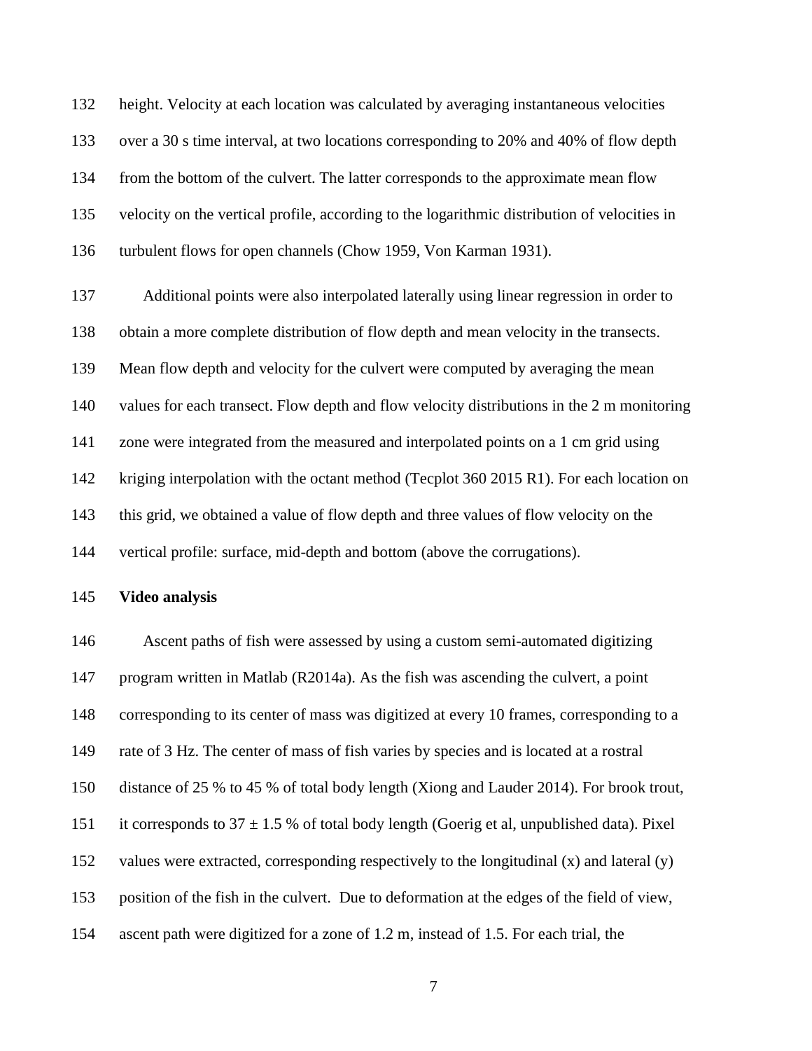height. Velocity at each location was calculated by averaging instantaneous velocities over a 30 s time interval, at two locations corresponding to 20% and 40% of flow depth from the bottom of the culvert. The latter corresponds to the approximate mean flow velocity on the vertical profile, according to the logarithmic distribution of velocities in turbulent flows for open channels (Chow 1959, Von Karman 1931).

Additional points were also interpolated laterally using linear regression in order to obtain a more complete distribution of flow depth and mean velocity in the transects. Mean flow depth and velocity for the culvert were computed by averaging the mean values for each transect. Flow depth and flow velocity distributions in the 2 m monitoring zone were integrated from the measured and interpolated points on a 1 cm grid using kriging interpolation with the octant method (Tecplot 360 2015 R1). For each location on this grid, we obtained a value of flow depth and three values of flow velocity on the vertical profile: surface, mid-depth and bottom (above the corrugations).

**Video analysis**

Ascent paths of fish were assessed by using a custom semi-automated digitizing program written in Matlab (R2014a). As the fish was ascending the culvert, a point corresponding to its center of mass was digitized at every 10 frames, corresponding to a rate of 3 Hz. The center of mass of fish varies by species and is located at a rostral distance of 25 % to 45 % of total body length (Xiong and Lauder 2014). For brook trout, it corresponds to $37 \pm 1.5$ % of total body length (Goerig et al, unpublished data). Pixel values were extracted, corresponding respectively to the longitudinal (x) and lateral (y) position of the fish in the culvert. Due to deformation at the edges of the field of view, ascent path were digitized for a zone of 1.2 m, instead of 1.5. For each trial, the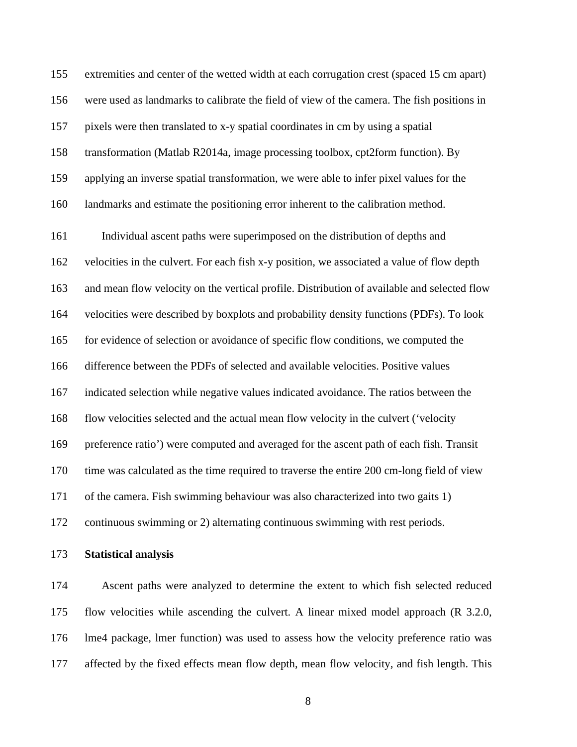extremities and center of the wetted width at each corrugation crest (spaced 15 cm apart) were used as landmarks to calibrate the field of view of the camera. The fish positions in pixels were then translated to x-y spatial coordinates in cm by using a spatial transformation (Matlab R2014a, image processing toolbox, cpt2form function). By applying an inverse spatial transformation, we were able to infer pixel values for the landmarks and estimate the positioning error inherent to the calibration method.

Individual ascent paths were superimposed on the distribution of depths and velocities in the culvert. For each fish x-y position, we associated a value of flow depth and mean flow velocity on the vertical profile. Distribution of available and selected flow velocities were described by boxplots and probability density functions (PDFs). To look for evidence of selection or avoidance of specific flow conditions, we computed the difference between the PDFs of selected and available velocities. Positive values indicated selection while negative values indicated avoidance. The ratios between the flow velocities selected and the actual mean flow velocity in the culvert ('velocity preference ratio') were computed and averaged for the ascent path of each fish. Transit time was calculated as the time required to traverse the entire 200 cm-long field of view of the camera. Fish swimming behaviour was also characterized into two gaits 1) continuous swimming or 2) alternating continuous swimming with rest periods.

**Statistical analysis**

Ascent paths were analyzed to determine the extent to which fish selected reduced flow velocities while ascending the culvert. A linear mixed model approach (R 3.2.0, lme4 package, lmer function) was used to assess how the velocity preference ratio was affected by the fixed effects mean flow depth, mean flow velocity, and fish length. This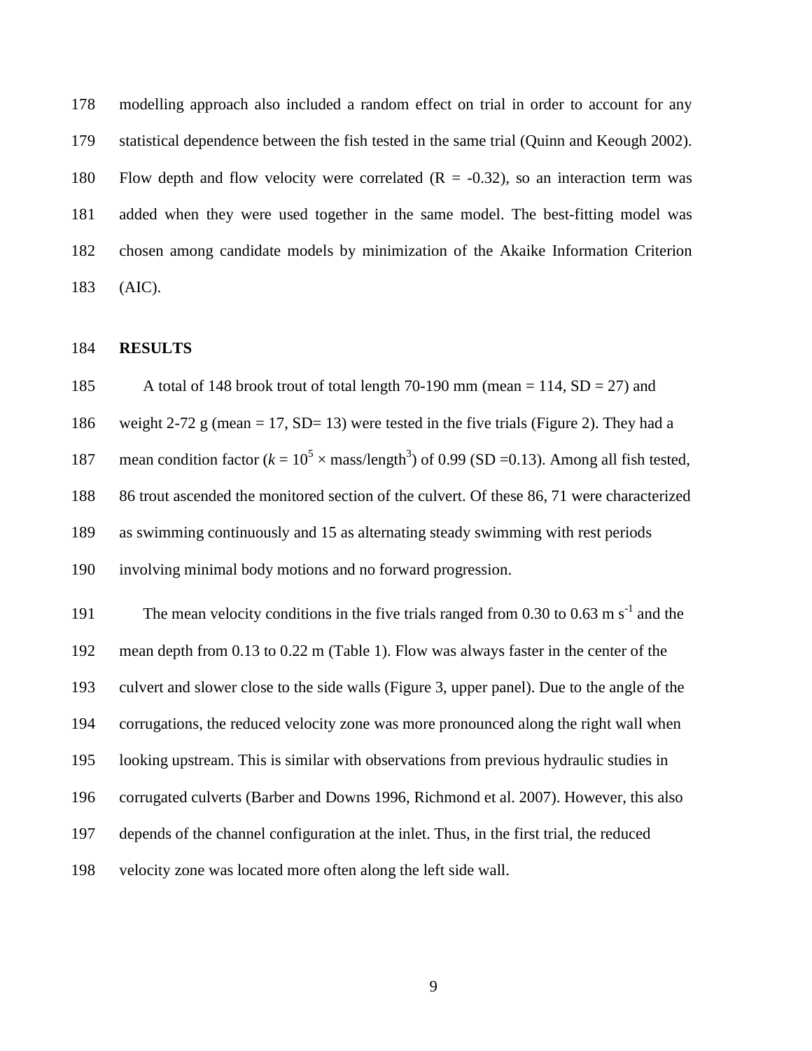modelling approach also included a random effect on trial in order to account for any statistical dependence between the fish tested in the same trial (Quinn and Keough 2002). Flow depth and flow velocity were correlated (R = -0.32), so an interaction term was added when they were used together in the same model. The best-fitting model was chosen among candidate models by minimization of the Akaike Information Criterion (AIC).

## RESULTS

A total of 148 brook trout of total length 70-190 mm (mean = 114, SD = 27) and weight 2-72 g (mean = 17, SD= 13) were tested in the five trials (Figure 2). They had a mean condition factor ($k = 10^5 \times \text{mass/length}^3$) of 0.99 (SD =0.13). Among all fish tested, 86 trout ascended the monitored section of the culvert. Of these 86, 71 were characterized as swimming continuously and 15 as alternating steady swimming with rest periods involving minimal body motions and no forward progression.

The mean velocity conditions in the five trials ranged from 0.30 to 0.63 m $s^{-1}$ and the mean depth from 0.13 to 0.22 m (Table 1). Flow was always faster in the center of the culvert and slower close to the side walls (Figure 3, upper panel). Due to the angle of the corrugations, the reduced velocity zone was more pronounced along the right wall when looking upstream. This is similar with observations from previous hydraulic studies in corrugated culverts (Barber and Downs 1996, Richmond et al. 2007). However, this also depends of the channel configuration at the inlet. Thus, in the first trial, the reduced velocity zone was located more often along the left side wall.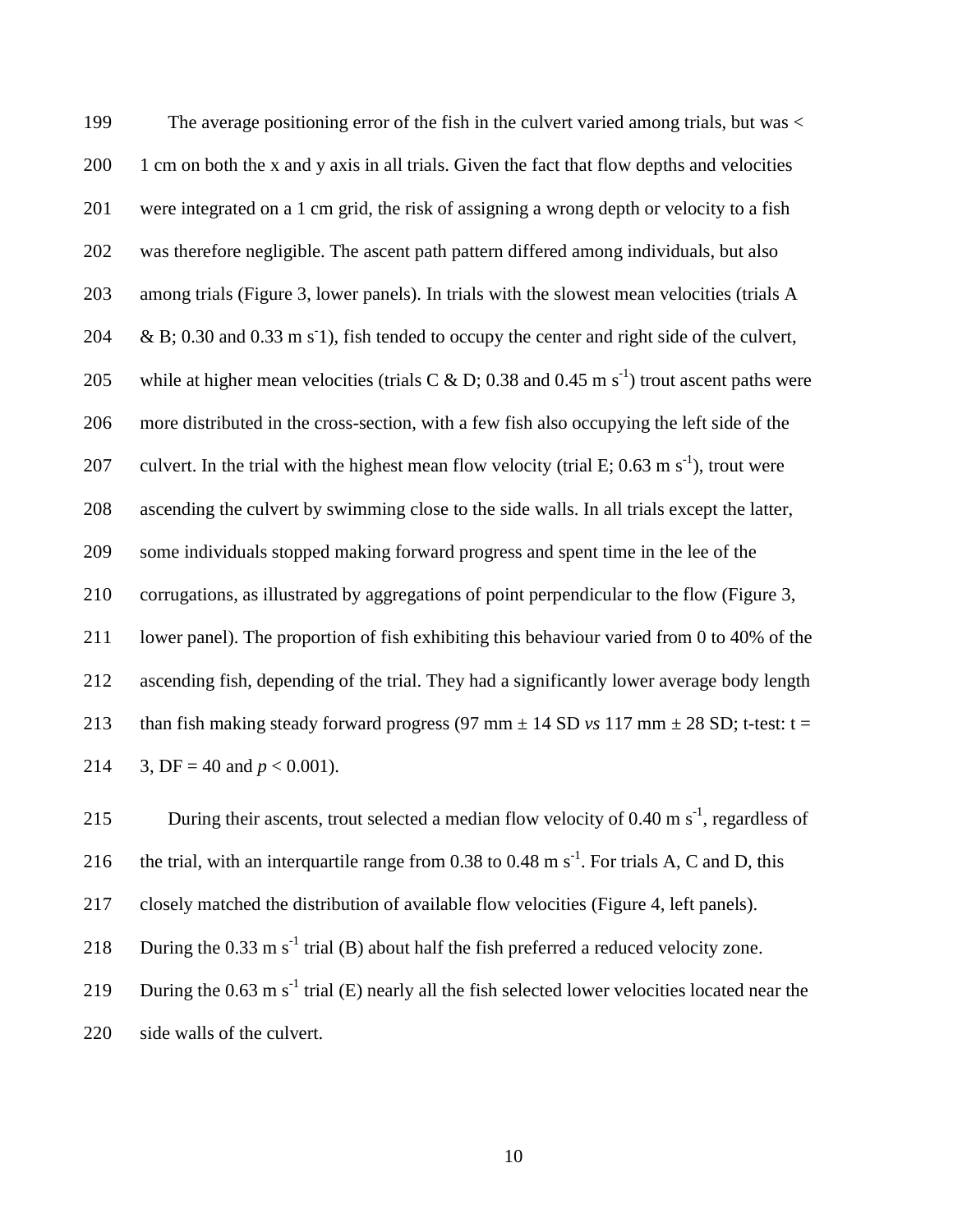The average positioning error of the fish in the culvert varied among trials, but was < 1 cm on both the x and y axis in all trials. Given the fact that flow depths and velocities were integrated on a 1 cm grid, the risk of assigning a wrong depth or velocity to a fish was therefore negligible. The ascent path pattern differed among individuals, but also among trials (Figure 3, lower panels). In trials with the slowest mean velocities (trials A & B; 0.30 and 0.33 m $s^{-}1$), fish tended to occupy the center and right side of the culvert, while at higher mean velocities (trials C & D; 0.38 and 0.45 m $s^{-1}$) trout ascent paths were more distributed in the cross-section, with a few fish also occupying the left side of the culvert. In the trial with the highest mean flow velocity (trial E; 0.63 m $s^{-1}$), trout were ascending the culvert by swimming close to the side walls. In all trials except the latter, some individuals stopped making forward progress and spent time in the lee of the corrugations, as illustrated by aggregations of point perpendicular to the flow (Figure 3, lower panel). The proportion of fish exhibiting this behaviour varied from 0 to 40% of the ascending fish, depending of the trial. They had a significantly lower average body length than fish making steady forward progress (97 mm ± 14 SD *vs* 117 mm ± 28 SD; t-test: t = 3, DF = 40 and $p < 0.001$).

During their ascents, trout selected a median flow velocity of 0.40 m $s^{-1}$, regardless of the trial, with an interquartile range from 0.38 to 0.48 m $s^{-1}$. For trials A, C and D, this closely matched the distribution of available flow velocities (Figure 4, left panels). During the 0.33 m $s^{-1}$ trial (B) about half the fish preferred a reduced velocity zone. During the 0.63 m $s^{-1}$ trial (E) nearly all the fish selected lower velocities located near the side walls of the culvert.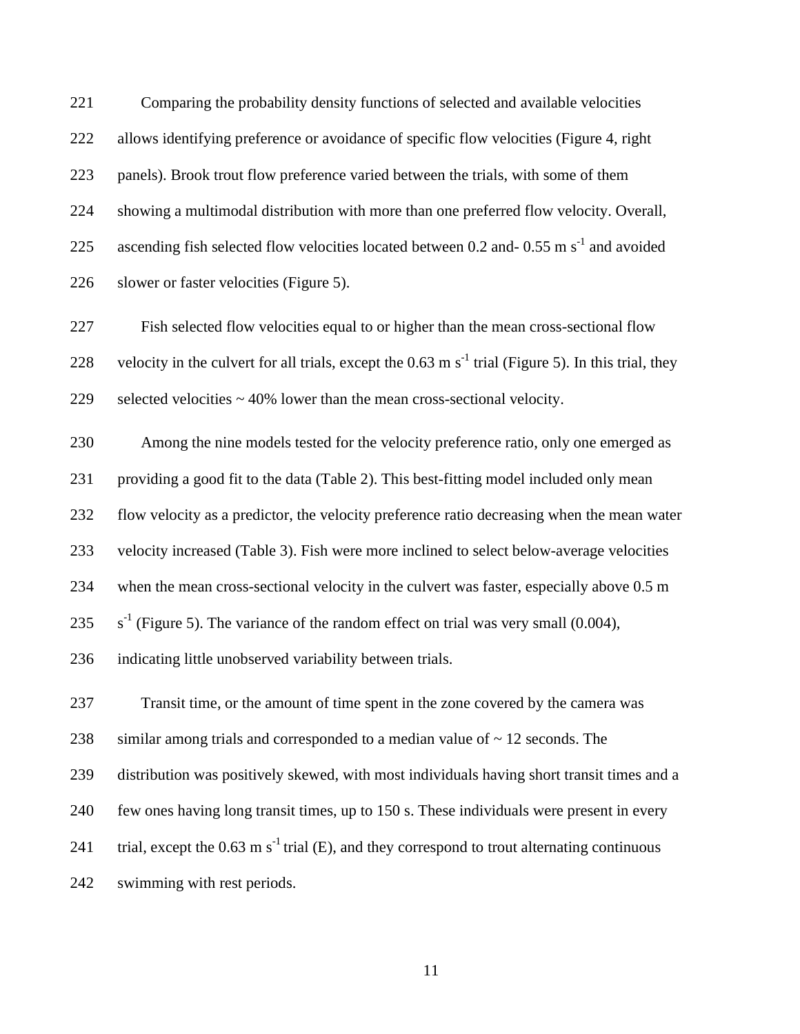Comparing the probability density functions of selected and available velocities allows identifying preference or avoidance of specific flow velocities (Figure 4, right panels). Brook trout flow preference varied between the trials, with some of them showing a multimodal distribution with more than one preferred flow velocity. Overall, ascending fish selected flow velocities located between 0.2 and- 0.55 m $s^{-1}$ and avoided slower or faster velocities (Figure 5).

Fish selected flow velocities equal to or higher than the mean cross-sectional flow velocity in the culvert for all trials, except the 0.63 m $s^{-1}$ trial (Figure 5). In this trial, they selected velocities ~ 40% lower than the mean cross-sectional velocity.

Among the nine models tested for the velocity preference ratio, only one emerged as providing a good fit to the data (Table 2). This best-fitting model included only mean flow velocity as a predictor, the velocity preference ratio decreasing when the mean water velocity increased (Table 3). Fish were more inclined to select below-average velocities when the mean cross-sectional velocity in the culvert was faster, especially above 0.5 m $s^{-1}$ (Figure 5). The variance of the random effect on trial was very small (0.004), indicating little unobserved variability between trials.

Transit time, or the amount of time spent in the zone covered by the camera was similar among trials and corresponded to a median value of ~ 12 seconds. The distribution was positively skewed, with most individuals having short transit times and a few ones having long transit times, up to 150 s. These individuals were present in every trial, except the 0.63 m $s^{-1}$ trial (E), and they correspond to trout alternating continuous swimming with rest periods.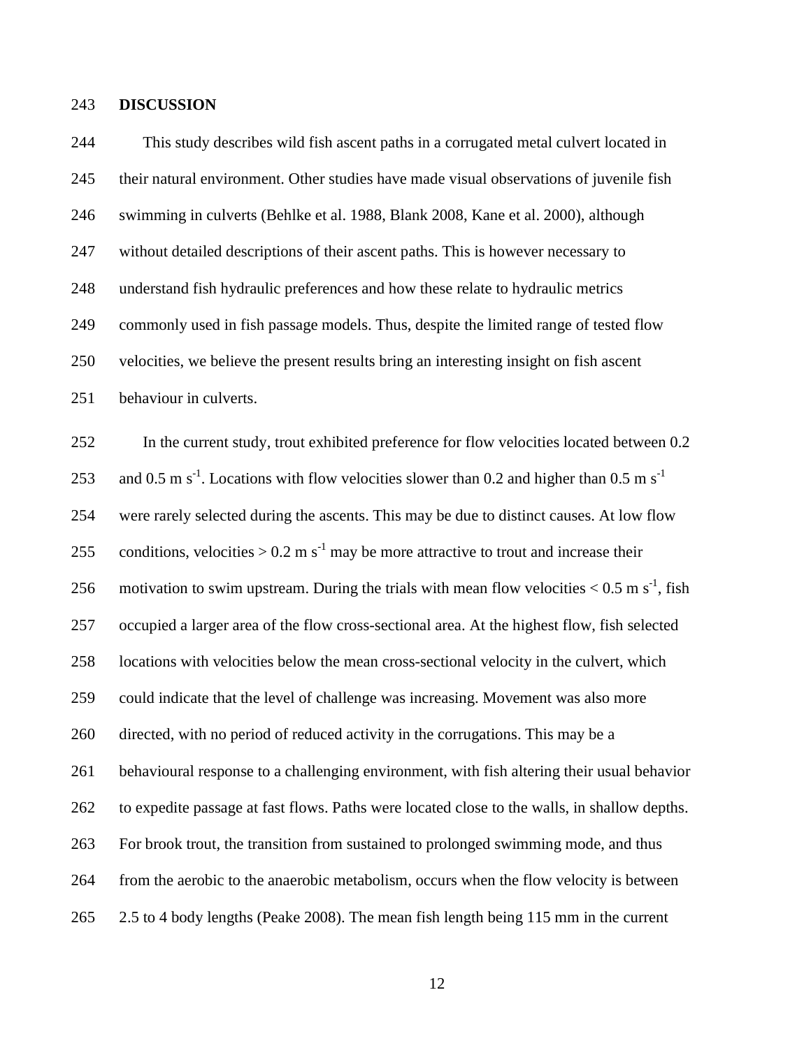## DISCUSSION

This study describes wild fish ascent paths in a corrugated metal culvert located in their natural environment. Other studies have made visual observations of juvenile fish swimming in culverts (Behlke et al. 1988, Blank 2008, Kane et al. 2000), although without detailed descriptions of their ascent paths. This is however necessary to understand fish hydraulic preferences and how these relate to hydraulic metrics commonly used in fish passage models. Thus, despite the limited range of tested flow velocities, we believe the present results bring an interesting insight on fish ascent behaviour in culverts.

In the current study, trout exhibited preference for flow velocities located between 0.2 and 0.5 m $s^{-1}$. Locations with flow velocities slower than 0.2 and higher than 0.5 m $s^{-1}$ were rarely selected during the ascents. This may be due to distinct causes. At low flow conditions, velocities > 0.2 m $s^{-1}$ may be more attractive to trout and increase their motivation to swim upstream. During the trials with mean flow velocities < 0.5 m $s^{-1}$, fish occupied a larger area of the flow cross-sectional area. At the highest flow, fish selected locations with velocities below the mean cross-sectional velocity in the culvert, which could indicate that the level of challenge was increasing. Movement was also more directed, with no period of reduced activity in the corrugations. This may be a behavioural response to a challenging environment, with fish altering their usual behavior to expedite passage at fast flows. Paths were located close to the walls, in shallow depths. For brook trout, the transition from sustained to prolonged swimming mode, and thus from the aerobic to the anaerobic metabolism, occurs when the flow velocity is between 2.5 to 4 body lengths (Peake 2008). The mean fish length being 115 mm in the current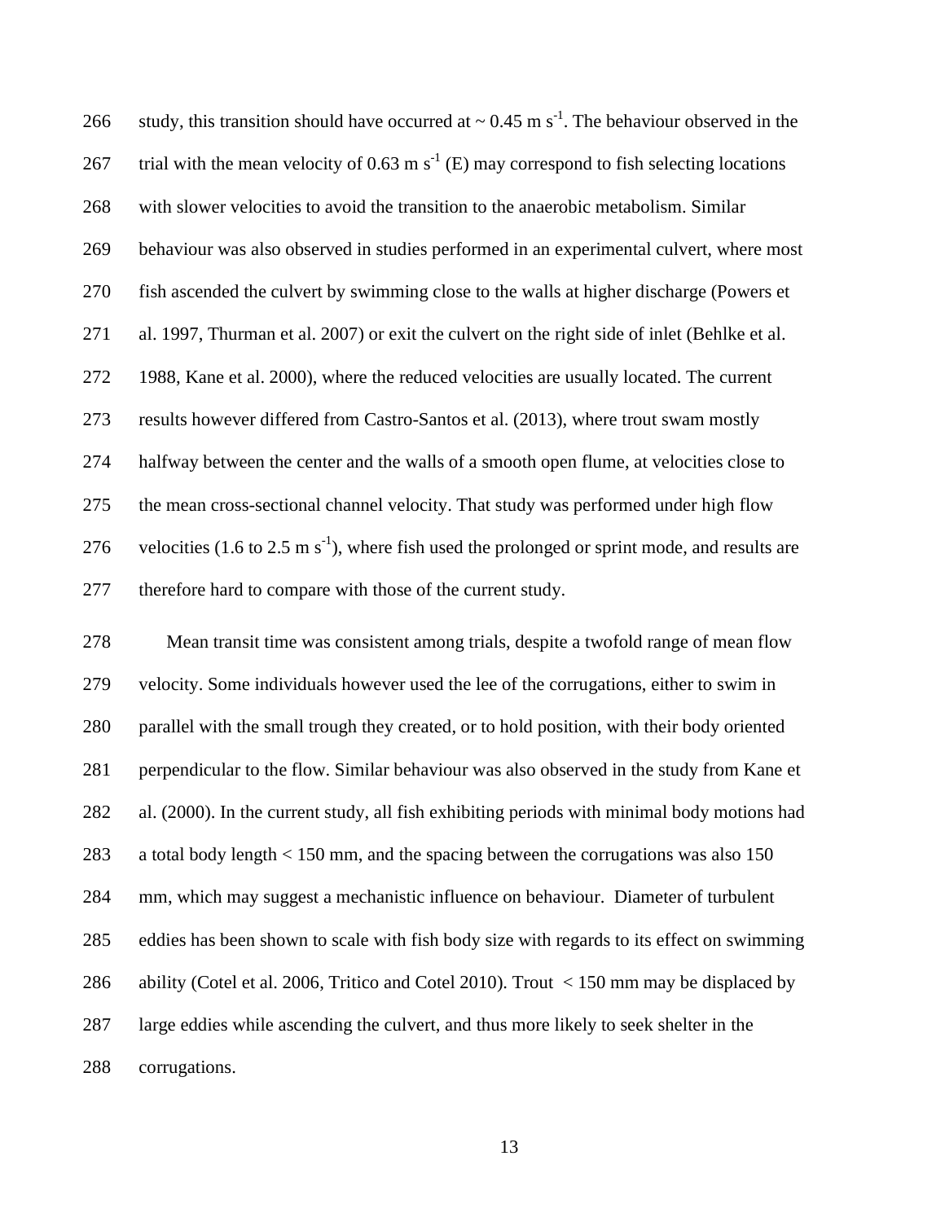study, this transition should have occurred at ~ 0.45 m $s^{-1}$. The behaviour observed in the trial with the mean velocity of 0.63 m $s^{-1}$ (E) may correspond to fish selecting locations with slower velocities to avoid the transition to the anaerobic metabolism. Similar behaviour was also observed in studies performed in an experimental culvert, where most fish ascended the culvert by swimming close to the walls at higher discharge (Powers et al. 1997, Thurman et al. 2007) or exit the culvert on the right side of inlet (Behlke et al. 1988, Kane et al. 2000), where the reduced velocities are usually located. The current results however differed from Castro-Santos et al. (2013), where trout swam mostly halfway between the center and the walls of a smooth open flume, at velocities close to the mean cross-sectional channel velocity. That study was performed under high flow velocities (1.6 to 2.5 m $s^{-1}$), where fish used the prolonged or sprint mode, and results are therefore hard to compare with those of the current study.

Mean transit time was consistent among trials, despite a twofold range of mean flow velocity. Some individuals however used the lee of the corrugations, either to swim in parallel with the small trough they created, or to hold position, with their body oriented perpendicular to the flow. Similar behaviour was also observed in the study from Kane et al. (2000). In the current study, all fish exhibiting periods with minimal body motions had a total body length < 150 mm, and the spacing between the corrugations was also 150 mm, which may suggest a mechanistic influence on behaviour. Diameter of turbulent eddies has been shown to scale with fish body size with regards to its effect on swimming ability (Cotel et al. 2006, Tritico and Cotel 2010). Trout < 150 mm may be displaced by large eddies while ascending the culvert, and thus more likely to seek shelter in the corrugations.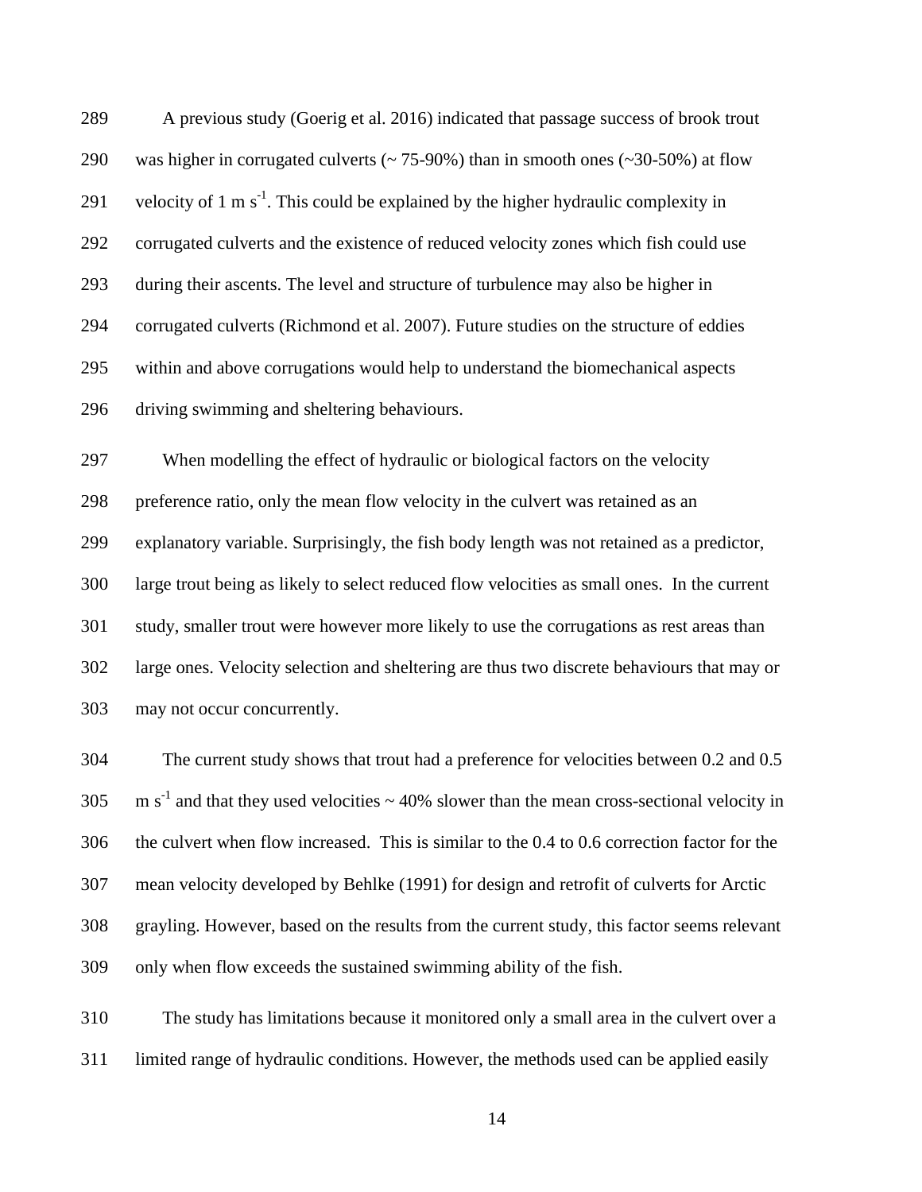A previous study (Goerig et al. 2016) indicated that passage success of brook trout was higher in corrugated culverts (~ 75-90%) than in smooth ones (~30-50%) at flow velocity of 1 m $s^{-1}$. This could be explained by the higher hydraulic complexity in corrugated culverts and the existence of reduced velocity zones which fish could use during their ascents. The level and structure of turbulence may also be higher in corrugated culverts (Richmond et al. 2007). Future studies on the structure of eddies within and above corrugations would help to understand the biomechanical aspects driving swimming and sheltering behaviours.

When modelling the effect of hydraulic or biological factors on the velocity preference ratio, only the mean flow velocity in the culvert was retained as an explanatory variable. Surprisingly, the fish body length was not retained as a predictor, large trout being as likely to select reduced flow velocities as small ones. In the current study, smaller trout were however more likely to use the corrugations as rest areas than large ones. Velocity selection and sheltering are thus two discrete behaviours that may or may not occur concurrently.

The current study shows that trout had a preference for velocities between 0.2 and 0.5 m $s^{-1}$ and that they used velocities ~ 40% slower than the mean cross-sectional velocity in the culvert when flow increased. This is similar to the 0.4 to 0.6 correction factor for the mean velocity developed by Behlke (1991) for design and retrofit of culverts for Arctic grayling. However, based on the results from the current study, this factor seems relevant only when flow exceeds the sustained swimming ability of the fish.

The study has limitations because it monitored only a small area in the culvert over a limited range of hydraulic conditions. However, the methods used can be applied easily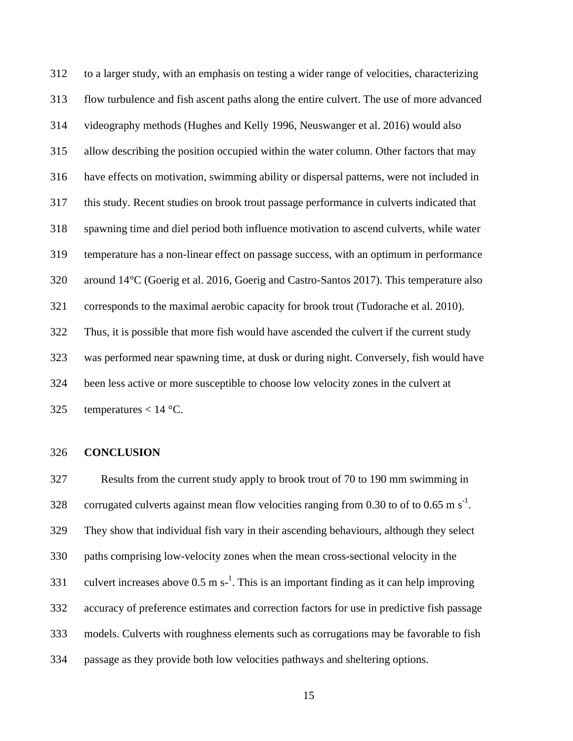to a larger study, with an emphasis on testing a wider range of velocities, characterizing flow turbulence and fish ascent paths along the entire culvert. The use of more advanced videography methods (Hughes and Kelly 1996, Neuswanger et al. 2016) would also allow describing the position occupied within the water column. Other factors that may have effects on motivation, swimming ability or dispersal patterns, were not included in this study. Recent studies on brook trout passage performance in culverts indicated that spawning time and diel period both influence motivation to ascend culverts, while water temperature has a non-linear effect on passage success, with an optimum in performance around 14°C (Goerig et al. 2016, Goerig and Castro-Santos 2017). This temperature also corresponds to the maximal aerobic capacity for brook trout (Tudorache et al. 2010). Thus, it is possible that more fish would have ascended the culvert if the current study was performed near spawning time, at dusk or during night. Conversely, fish would have been less active or more susceptible to choose low velocity zones in the culvert at temperatures < 14 °C.

## CONCLUSION

Results from the current study apply to brook trout of 70 to 190 mm swimming in corrugated culverts against mean flow velocities ranging from 0.30 to of to 0.65 m $s^{-1}$. They show that individual fish vary in their ascending behaviours, although they select paths comprising low-velocity zones when the mean cross-sectional velocity in the culvert increases above 0.5 m $s^{-1}$. This is an important finding as it can help improving accuracy of preference estimates and correction factors for use in predictive fish passage models. Culverts with roughness elements such as corrugations may be favorable to fish passage as they provide both low velocities pathways and sheltering options.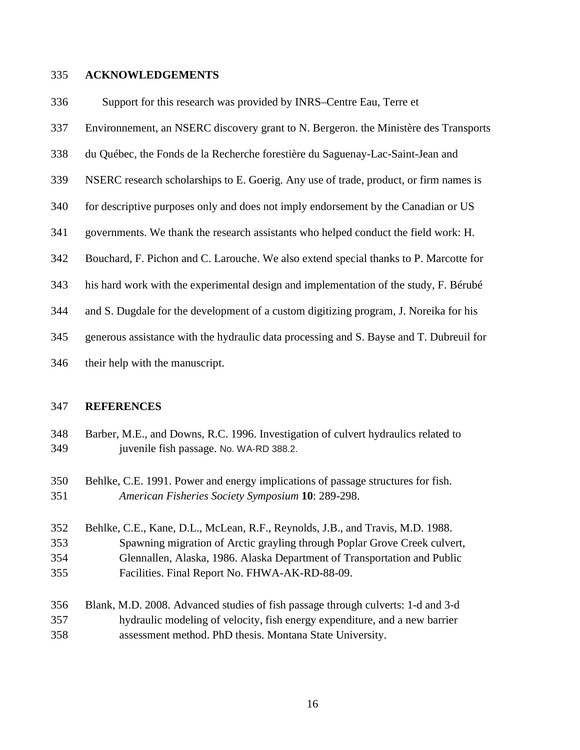## ACKNOWLEDGEMENTS

Support for this research was provided by INRS–Centre Eau, Terre et Environnement, an NSERC discovery grant to N. Bergeron. the Ministère des Transports du Québec, the Fonds de la Recherche forestière du Saguenay-Lac-Saint-Jean and NSERC research scholarships to E. Goerig. Any use of trade, product, or firm names is for descriptive purposes only and does not imply endorsement by the Canadian or US governments. We thank the research assistants who helped conduct the field work: H. Bouchard, F. Pichon and C. Larouche. We also extend special thanks to P. Marcotte for his hard work with the experimental design and implementation of the study, F. Bérubé and S. Dugdale for the development of a custom digitizing program, J. Noreika for his generous assistance with the hydraulic data processing and S. Bayse and T. Dubreuil for their help with the manuscript.

## REFERENCES

Barber, M.E., and Downs, R.C. 1996. Investigation of culvert hydraulics related to juvenile fish passage. No. WA-RD 388.2.

Behlke, C.E. 1991. Power and energy implications of passage structures for fish. *American Fisheries Society Symposium* **10**: 289-298.

Behlke, C.E., Kane, D.L., McLean, R.F., Reynolds, J.B., and Travis, M.D. 1988. Spawning migration of Arctic grayling through Poplar Grove Creek culvert, Glennallen, Alaska, 1986. Alaska Department of Transportation and Public Facilities. Final Report No. FHWA-AK-RD-88-09.

Blank, M.D. 2008. Advanced studies of fish passage through culverts: 1-d and 3-d hydraulic modeling of velocity, fish energy expenditure, and a new barrier assessment method. PhD thesis. Montana State University.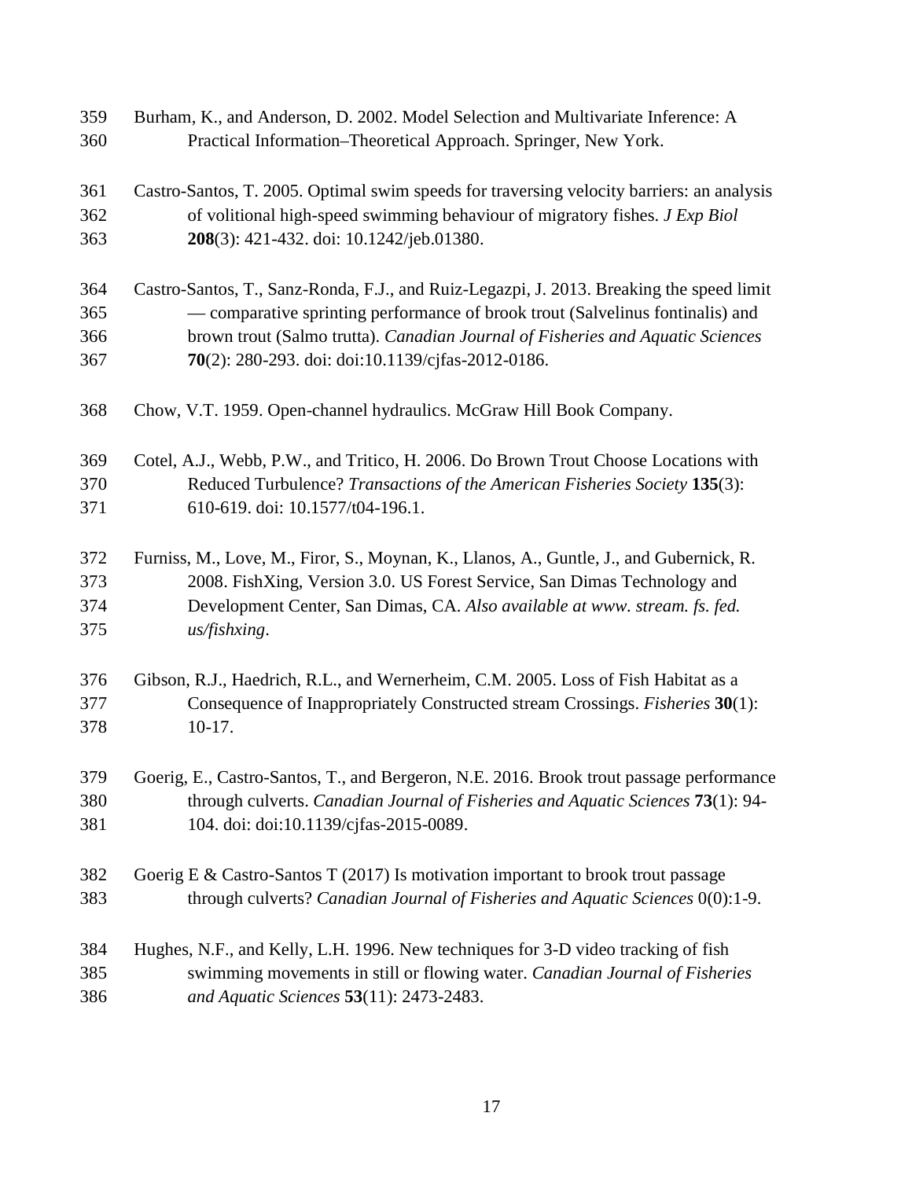Burham, K., and Anderson, D. 2002. Model Selection and Multivariate Inference: A Practical Information–Theoretical Approach. Springer, New York.

Castro-Santos, T. 2005. Optimal swim speeds for traversing velocity barriers: an analysis of volitional high-speed swimming behaviour of migratory fishes. *J Exp Biol* **208**(3): 421-432. doi: 10.1242/jeb.01380.

Castro-Santos, T., Sanz-Ronda, F.J., and Ruiz-Legazpi, J. 2013. Breaking the speed limit — comparative sprinting performance of brook trout (Salvelinus fontinalis) and brown trout (Salmo trutta). *Canadian Journal of Fisheries and Aquatic Sciences* **70**(2): 280-293. doi: doi:10.1139/cjfas-2012-0186.

Chow, V.T. 1959. Open-channel hydraulics. McGraw Hill Book Company.

Cotel, A.J., Webb, P.W., and Tritico, H. 2006. Do Brown Trout Choose Locations with Reduced Turbulence? *Transactions of the American Fisheries Society* **135**(3): 610-619. doi: 10.1577/t04-196.1.

Furniss, M., Love, M., Firor, S., Moynan, K., Llanos, A., Guntle, J., and Gubernick, R. 2008. FishXing, Version 3.0. US Forest Service, San Dimas Technology and Development Center, San Dimas, CA. *Also available at www. stream. fs. fed. us/fishxing*.

Gibson, R.J., Haedrich, R.L., and Wernerheim, C.M. 2005. Loss of Fish Habitat as a Consequence of Inappropriately Constructed stream Crossings. *Fisheries* **30**(1): 10-17.

Goerig, E., Castro-Santos, T., and Bergeron, N.E. 2016. Brook trout passage performance through culverts. *Canadian Journal of Fisheries and Aquatic Sciences* **73**(1): 94-104. doi: doi:10.1139/cjfas-2015-0089.

Goerig E & Castro-Santos T (2017) Is motivation important to brook trout passage through culverts? *Canadian Journal of Fisheries and Aquatic Sciences* 0(0):1-9.

Hughes, N.F., and Kelly, L.H. 1996. New techniques for 3-D video tracking of fish swimming movements in still or flowing water. *Canadian Journal of Fisheries and Aquatic Sciences* **53**(11): 2473-2483.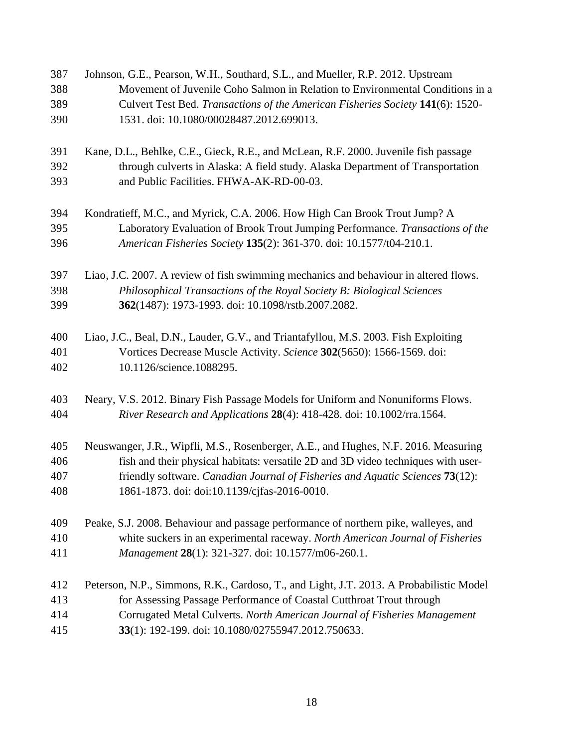Johnson, G.E., Pearson, W.H., Southard, S.L., and Mueller, R.P. 2012. Upstream Movement of Juvenile Coho Salmon in Relation to Environmental Conditions in a Culvert Test Bed. *Transactions of the American Fisheries Society* **141**(6): 1520-1531. doi: 10.1080/00028487.2012.699013.

Kane, D.L., Behlke, C.E., Gieck, R.E., and McLean, R.F. 2000. Juvenile fish passage through culverts in Alaska: A field study. Alaska Department of Transportation and Public Facilities. FHWA-AK-RD-00-03.

Kondratieff, M.C., and Myrick, C.A. 2006. How High Can Brook Trout Jump? A Laboratory Evaluation of Brook Trout Jumping Performance. *Transactions of the American Fisheries Society* **135**(2): 361-370. doi: 10.1577/t04-210.1.

Liao, J.C. 2007. A review of fish swimming mechanics and behaviour in altered flows. *Philosophical Transactions of the Royal Society B: Biological Sciences* **362**(1487): 1973-1993. doi: 10.1098/rstb.2007.2082.

Liao, J.C., Beal, D.N., Lauder, G.V., and Triantafyllou, M.S. 2003. Fish Exploiting Vortices Decrease Muscle Activity. *Science* **302**(5650): 1566-1569. doi: 10.1126/science.1088295.

Neary, V.S. 2012. Binary Fish Passage Models for Uniform and Nonuniforms Flows. *River Research and Applications* **28**(4): 418-428. doi: 10.1002/rra.1564.

Neuswanger, J.R., Wipfli, M.S., Rosenberger, A.E., and Hughes, N.F. 2016. Measuring fish and their physical habitats: versatile 2D and 3D video techniques with user-friendly software. *Canadian Journal of Fisheries and Aquatic Sciences* **73**(12): 1861-1873. doi: doi:10.1139/cjfas-2016-0010.

Peake, S.J. 2008. Behaviour and passage performance of northern pike, walleyes, and white suckers in an experimental raceway. *North American Journal of Fisheries Management* **28**(1): 321-327. doi: 10.1577/m06-260.1.

Peterson, N.P., Simmons, R.K., Cardoso, T., and Light, J.T. 2013. A Probabilistic Model for Assessing Passage Performance of Coastal Cutthroat Trout through Corrugated Metal Culverts. *North American Journal of Fisheries Management* **33**(1): 192-199. doi: 10.1080/02755947.2012.750633.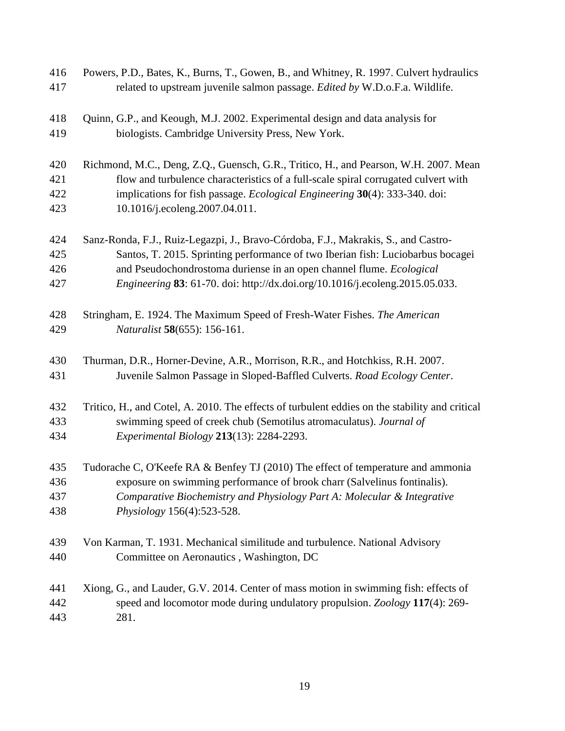Powers, P.D., Bates, K., Burns, T., Gowen, B., and Whitney, R. 1997. Culvert hydraulics related to upstream juvenile salmon passage. *Edited by* W.D.o.F.a. Wildlife.

Quinn, G.P., and Keough, M.J. 2002. Experimental design and data analysis for biologists. Cambridge University Press, New York.

Richmond, M.C., Deng, Z.Q., Guensch, G.R., Tritico, H., and Pearson, W.H. 2007. Mean flow and turbulence characteristics of a full-scale spiral corrugated culvert with implications for fish passage. *Ecological Engineering* **30**(4): 333-340. doi: 10.1016/j.ecoleng.2007.04.011.

Sanz-Ronda, F.J., Ruiz-Legazpi, J., Bravo-Córdoba, F.J., Makrakis, S., and Castro-Santos, T. 2015. Sprinting performance of two Iberian fish: Luciobarbus bocagei and Pseudochondrostoma duriense in an open channel flume. *Ecological Engineering* **83**: 61-70. doi: http://dx.doi.org/10.1016/j.ecoleng.2015.05.033.

Stringham, E. 1924. The Maximum Speed of Fresh-Water Fishes. *The American Naturalist* **58**(655): 156-161.

Thurman, D.R., Horner-Devine, A.R., Morrison, R.R., and Hotchkiss, R.H. 2007. Juvenile Salmon Passage in Sloped-Baffled Culverts. *Road Ecology Center*.

Tritico, H., and Cotel, A. 2010. The effects of turbulent eddies on the stability and critical swimming speed of creek chub (Semotilus atromaculatus). *Journal of Experimental Biology* **213**(13): 2284-2293.

Tudorache C, O'Keefe RA & Benfey TJ (2010) The effect of temperature and ammonia exposure on swimming performance of brook charr (Salvelinus fontinalis). *Comparative Biochemistry and Physiology Part A: Molecular & Integrative Physiology* 156(4):523-528.

Von Karman, T. 1931. Mechanical similitude and turbulence. National Advisory Committee on Aeronautics , Washington, DC

Xiong, G., and Lauder, G.V. 2014. Center of mass motion in swimming fish: effects of speed and locomotor mode during undulatory propulsion. *Zoology* **117**(4): 269-281.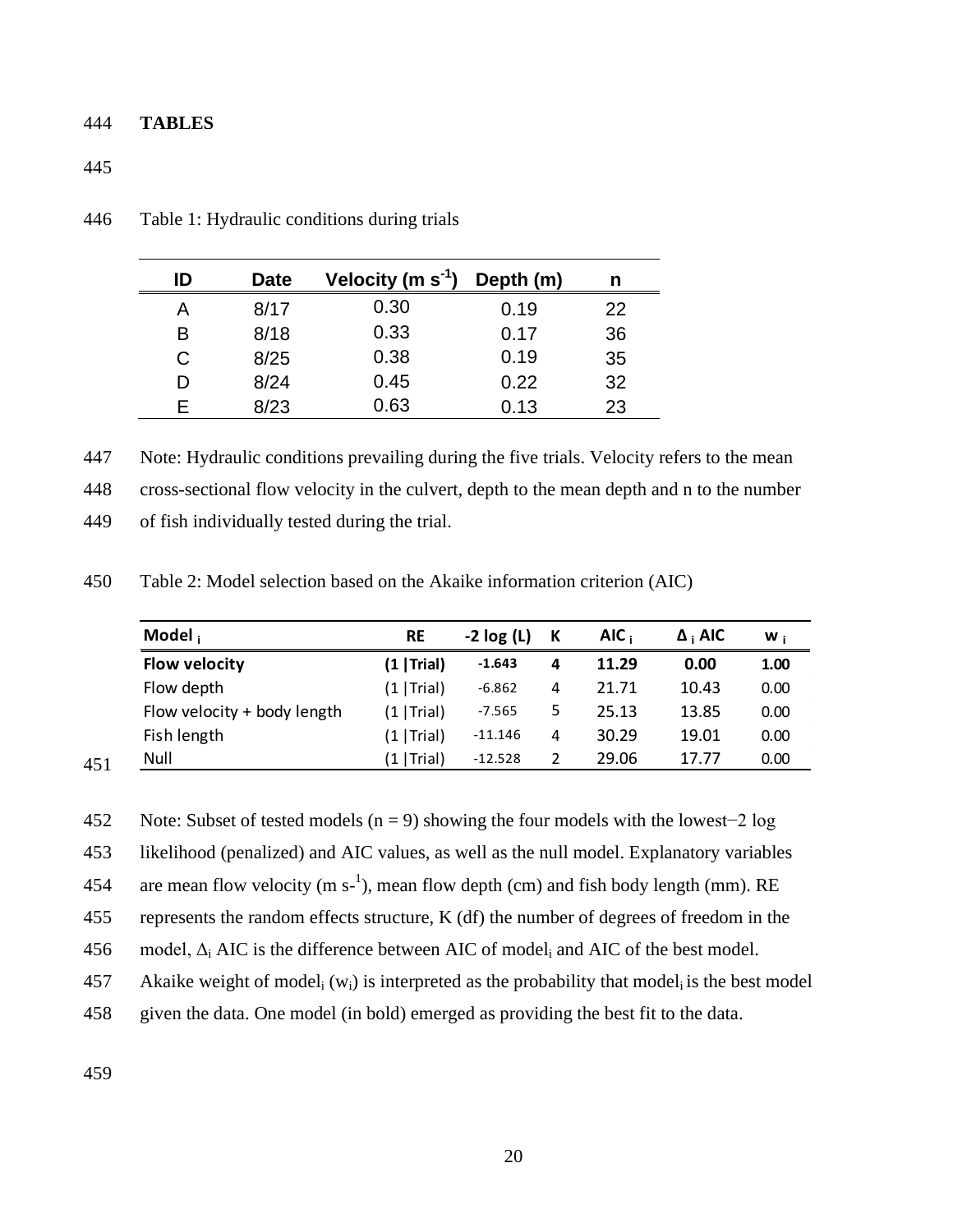# TABLES

Table 1: Hydraulic conditions during trials

| ID | Date | Velocity (m s$^{-1}$) | Depth (m) | n |
|---|---|---|---|---|
| A | 8/17 | 0.30 | 0.19 | 22 |
| B | 8/18 | 0.33 | 0.17 | 36 |
| C | 8/25 | 0.38 | 0.19 | 35 |
| D | 8/24 | 0.45 | 0.22 | 32 |
| E | 8/23 | 0.63 | 0.13 | 23 |

Note: Hydraulic conditions prevailing during the five trials. Velocity refers to the mean cross-sectional flow velocity in the culvert, depth to the mean depth and n to the number of fish individually tested during the trial.

Table 2: Model selection based on the Akaike information criterion (AIC)

| Model $_i$ | RE | -2 log (L) | K | AIC $_i$ | $\Delta_i$ AIC | w $_i$ |
|---|---|---|---|---|---|---|
| **Flow velocity** | **(1 \|Trial)** | **-1.643** | **4** | **11.29** | **0.00** | **1.00** |
| Flow depth | (1 \|Trial) | -6.862 | 4 | 21.71 | 10.43 | 0.00 |
| Flow velocity + body length | (1 \|Trial) | -7.565 | 5 | 25.13 | 13.85 | 0.00 |
| Fish length | (1 \|Trial) | -11.146 | 4 | 30.29 | 19.01 | 0.00 |
| Null | (1 \|Trial) | -12.528 | 2 | 29.06 | 17.77 | 0.00 |

Note: Subset of tested models (n = 9) showing the four models with the lowest−2 log likelihood (penalized) and AIC values, as well as the null model. Explanatory variables are mean flow velocity (m s$^{-1}$), mean flow depth (cm) and fish body length (mm). RE represents the random effects structure, K (df) the number of degrees of freedom in the model, $\Delta_i$ AIC is the difference between AIC of model$_i$ and AIC of the best model. Akaike weight of model$_i$ ($w_i$) is interpreted as the probability that model$_i$ is the best model given the data. One model (in bold) emerged as providing the best fit to the data.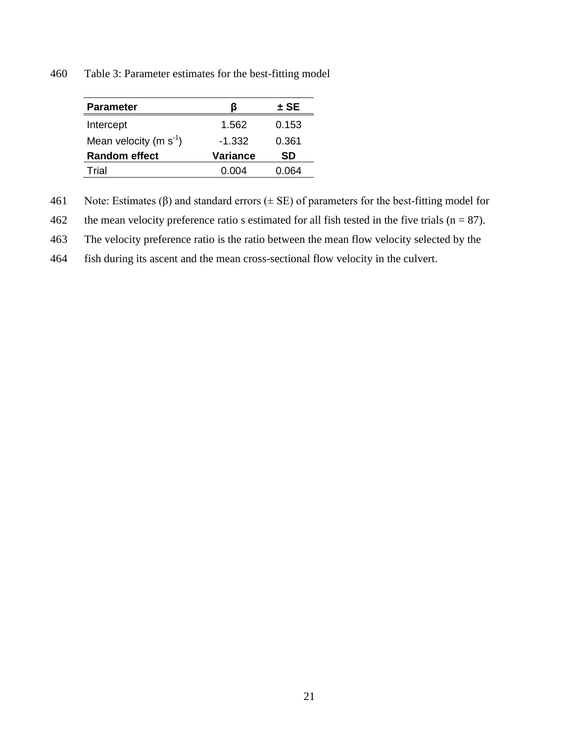Table 3: Parameter estimates for the best-fitting model

| **Parameter** | **β** | **± SE** |
|---|---|---|
| Intercept | 1.562 | 0.153 |
| Mean velocity (m $s^{-1}$) | -1.332 | 0.361 |
| **Random effect** | **Variance** | **SD** |
| Trial | 0.004 | 0.064 |

Note: Estimates (β) and standard errors (± SE) of parameters for the best-fitting model for the mean velocity preference ratio s estimated for all fish tested in the five trials (n = 87). The velocity preference ratio is the ratio between the mean flow velocity selected by the fish during its ascent and the mean cross-sectional flow velocity in the culvert.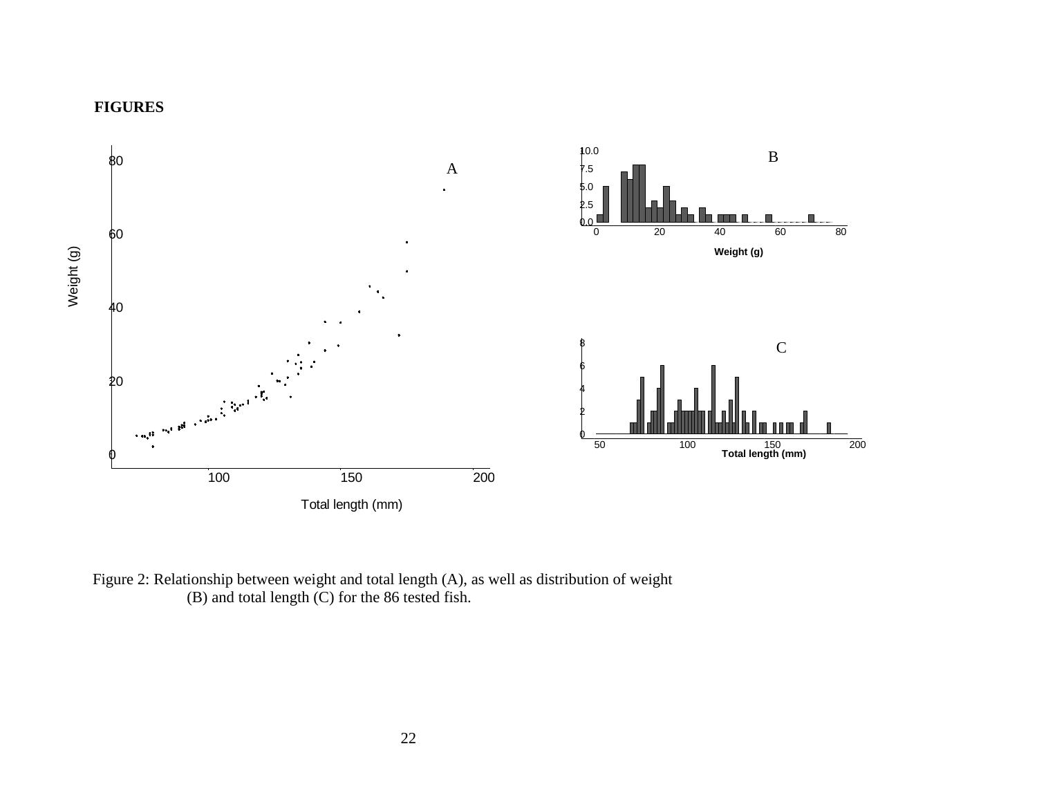**FIGURES**

Figure 2: Relationship between weight and total length (A), as well as distribution of weight (B) and total length (C) for the 86 tested fish.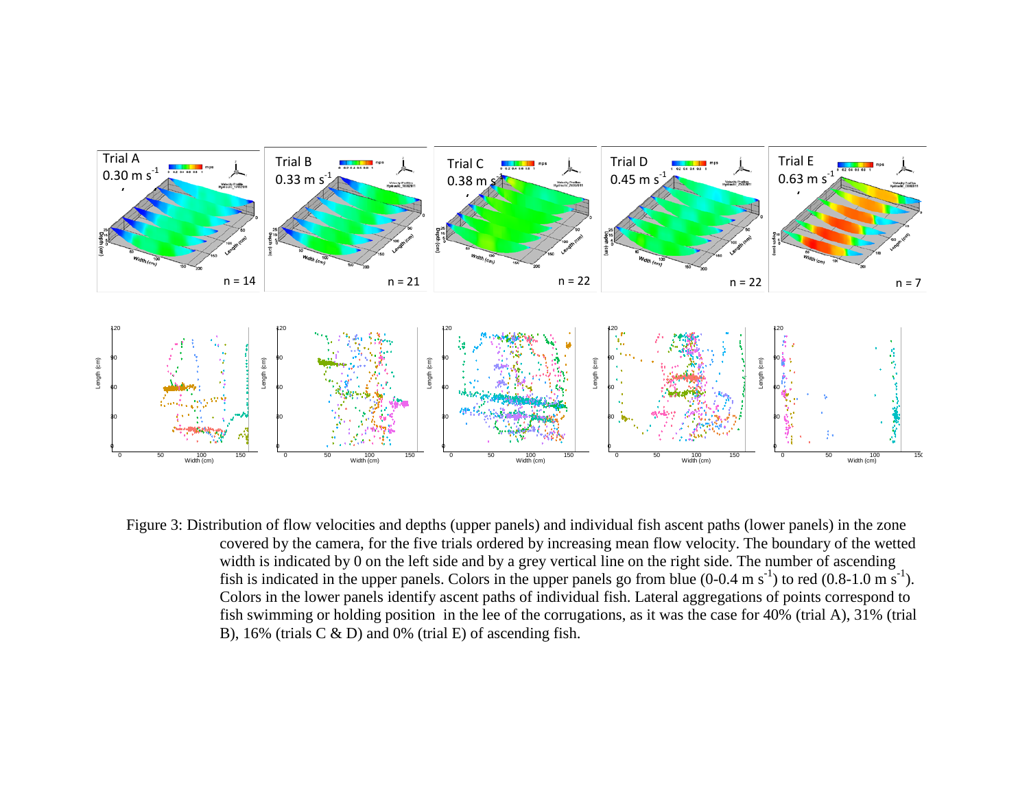Figure 3: Distribution of flow velocities and depths (upper panels) and individual fish ascent paths (lower panels) in the zone covered by the camera, for the five trials ordered by increasing mean flow velocity. The boundary of the wetted width is indicated by 0 on the left side and by a grey vertical line on the right side. The number of ascending fish is indicated in the upper panels. Colors in the upper panels go from blue (0-0.4 m $s^{-1}$) to red (0.8-1.0 m $s^{-1}$). Colors in the lower panels identify ascent paths of individual fish. Lateral aggregations of points correspond to fish swimming or holding position in the lee of the corrugations, as it was the case for 40% (trial A), 31% (trial B), 16% (trials C & D) and 0% (trial E) of ascending fish.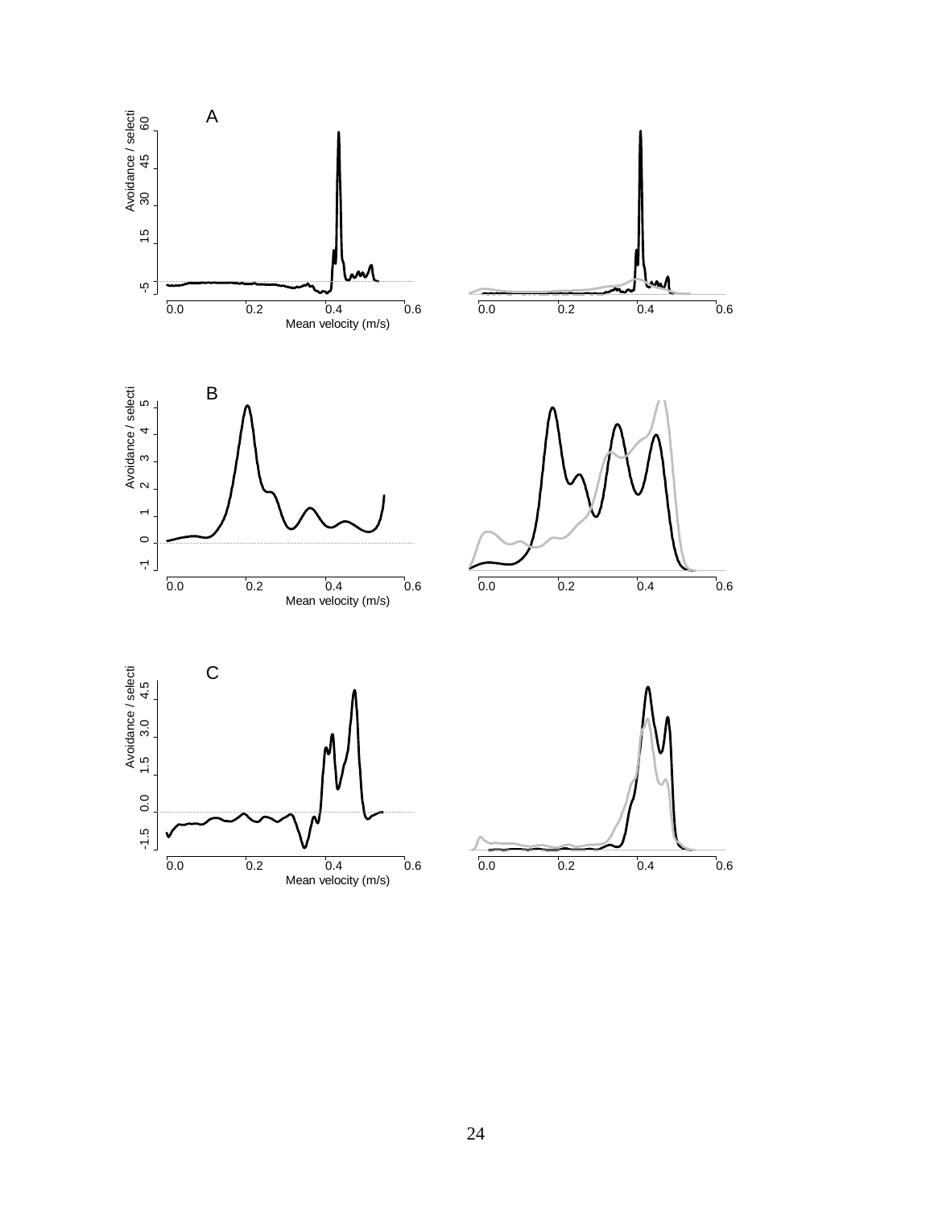A

Avoidance / selecti

Mean velocity (m/s)

B

Avoidance / selecti

Mean velocity (m/s)

C

Avoidance / selecti

Mean velocity (m/s)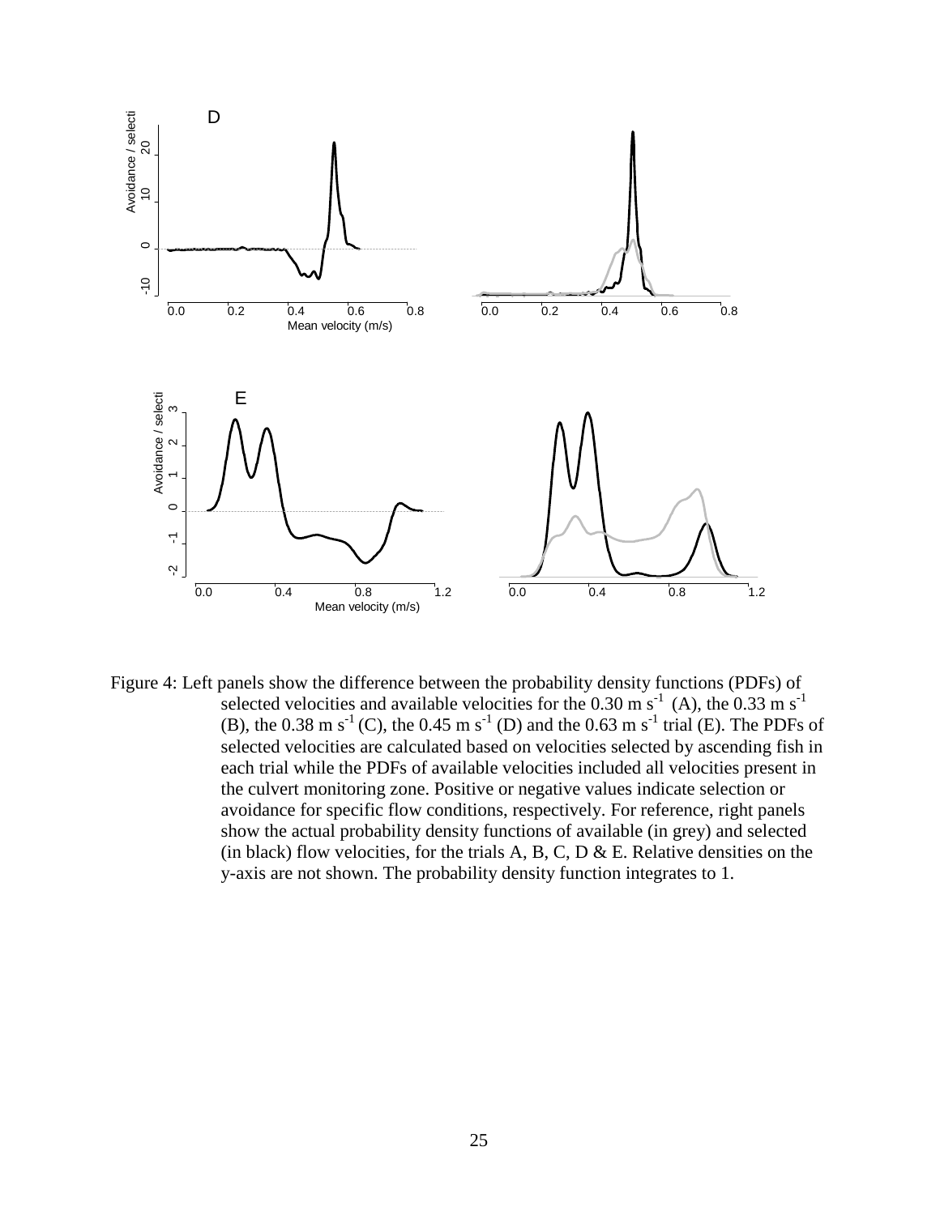Figure 4: Left panels show the difference between the probability density functions (PDFs) of selected velocities and available velocities for the 0.30 m $s^{-1}$ (A), the 0.33 m $s^{-1}$ (B), the 0.38 m $s^{-1}$ (C), the 0.45 m $s^{-1}$ (D) and the 0.63 m $s^{-1}$ trial (E). The PDFs of selected velocities are calculated based on velocities selected by ascending fish in each trial while the PDFs of available velocities included all velocities present in the culvert monitoring zone. Positive or negative values indicate selection or avoidance for specific flow conditions, respectively. For reference, right panels show the actual probability density functions of available (in grey) and selected (in black) flow velocities, for the trials A, B, C, D & E. Relative densities on the y-axis are not shown. The probability density function integrates to 1.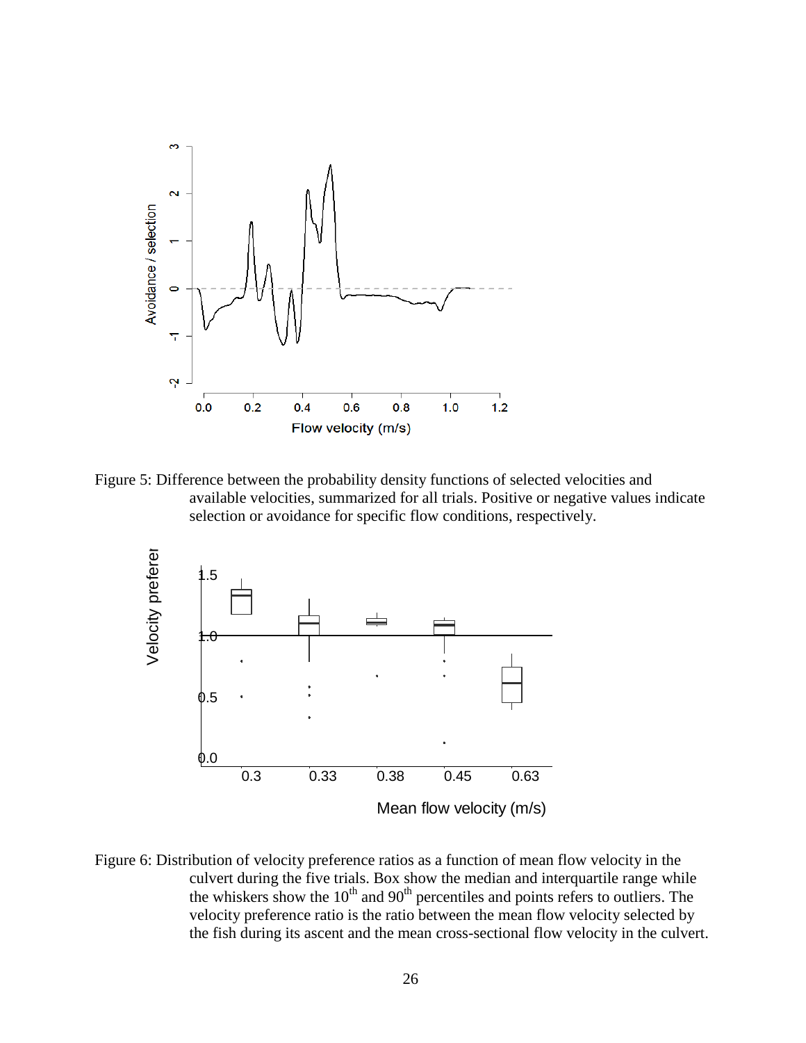Avoidance / selection

3
2
1
0
-1
-2

0.0 0.2 0.4 0.6 0.8 1.0 1.2

Flow velocity (m/s)

Figure 5: Difference between the probability density functions of selected velocities and available velocities, summarized for all trials. Positive or negative values indicate selection or avoidance for specific flow conditions, respectively.

Velocity preferer

1.5
1.0
0.5
0.0

0.3 0.33 0.38 0.45 0.63

Mean flow velocity (m/s)

Figure 6: Distribution of velocity preference ratios as a function of mean flow velocity in the culvert during the five trials. Box show the median and interquartile range while the whiskers show the $10^{th}$ and $90^{th}$ percentiles and points refers to outliers. The velocity preference ratio is the ratio between the mean flow velocity selected by the fish during its ascent and the mean cross-sectional flow velocity in the culvert.